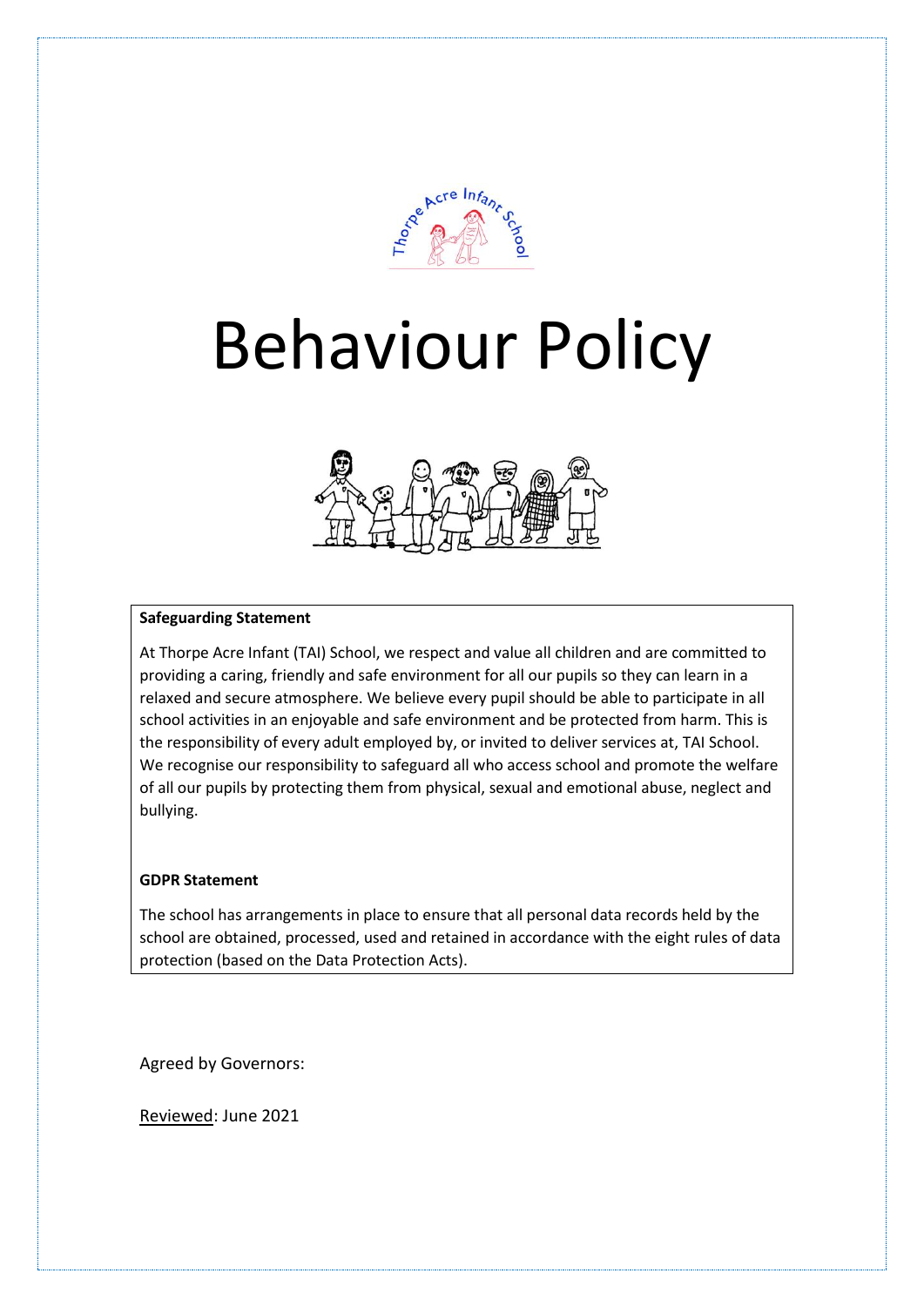# Behaviour Policy

**Safeguarding Statement**

At Thorpe Acre Infant (TAI) School, we respect and value all children and are committed to providing a caring, friendly and safe environment for all our pupils so they can learn in a relaxed and secure atmosphere. We believe every pupil should be able to participate in all school activities in an enjoyable and safe environment and be protected from harm. This is the responsibility of every adult employed by, or invited to deliver services at, TAI School. We recognise our responsibility to safeguard all who access school and promote the welfare of all our pupils by protecting them from physical, sexual and emotional abuse, neglect and bullying.

**GDPR Statement**

The school has arrangements in place to ensure that all personal data records held by the school are obtained, processed, used and retained in accordance with the eight rules of data protection (based on the Data Protection Acts).

Agreed by Governors:

Reviewed: June 2021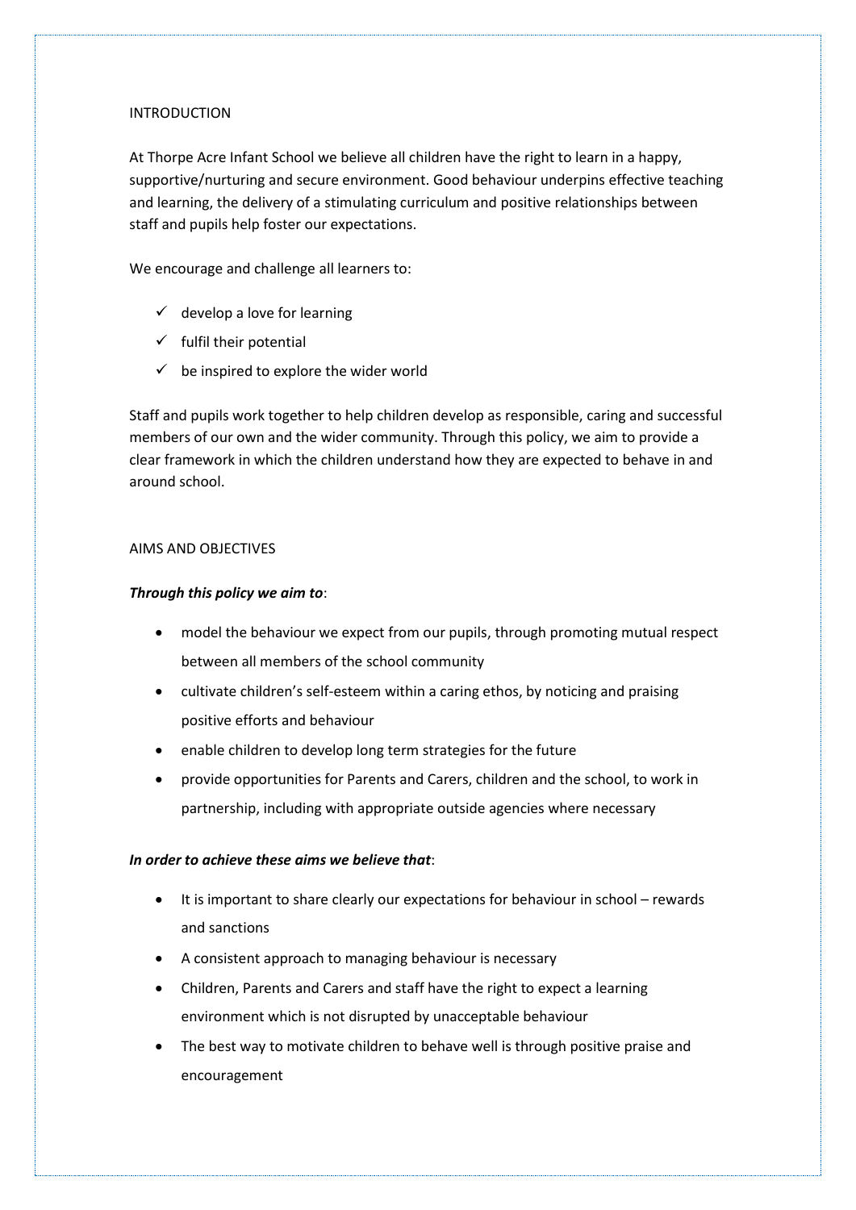## INTRODUCTION

At Thorpe Acre Infant School we believe all children have the right to learn in a happy, supportive/nurturing and secure environment. Good behaviour underpins effective teaching and learning, the delivery of a stimulating curriculum and positive relationships between staff and pupils help foster our expectations.

We encourage and challenge all learners to:

- ✓ develop a love for learning
- ✓ fulfil their potential
- ✓ be inspired to explore the wider world

Staff and pupils work together to help children develop as responsible, caring and successful members of our own and the wider community. Through this policy, we aim to provide a clear framework in which the children understand how they are expected to behave in and around school.

## AIMS AND OBJECTIVES

***Through this policy we aim to***:

- model the behaviour we expect from our pupils, through promoting mutual respect between all members of the school community
- cultivate children's self-esteem within a caring ethos, by noticing and praising positive efforts and behaviour
- enable children to develop long term strategies for the future
- provide opportunities for Parents and Carers, children and the school, to work in partnership, including with appropriate outside agencies where necessary

***In order to achieve these aims we believe that***:

- It is important to share clearly our expectations for behaviour in school – rewards and sanctions
- A consistent approach to managing behaviour is necessary
- Children, Parents and Carers and staff have the right to expect a learning environment which is not disrupted by unacceptable behaviour
- The best way to motivate children to behave well is through positive praise and encouragement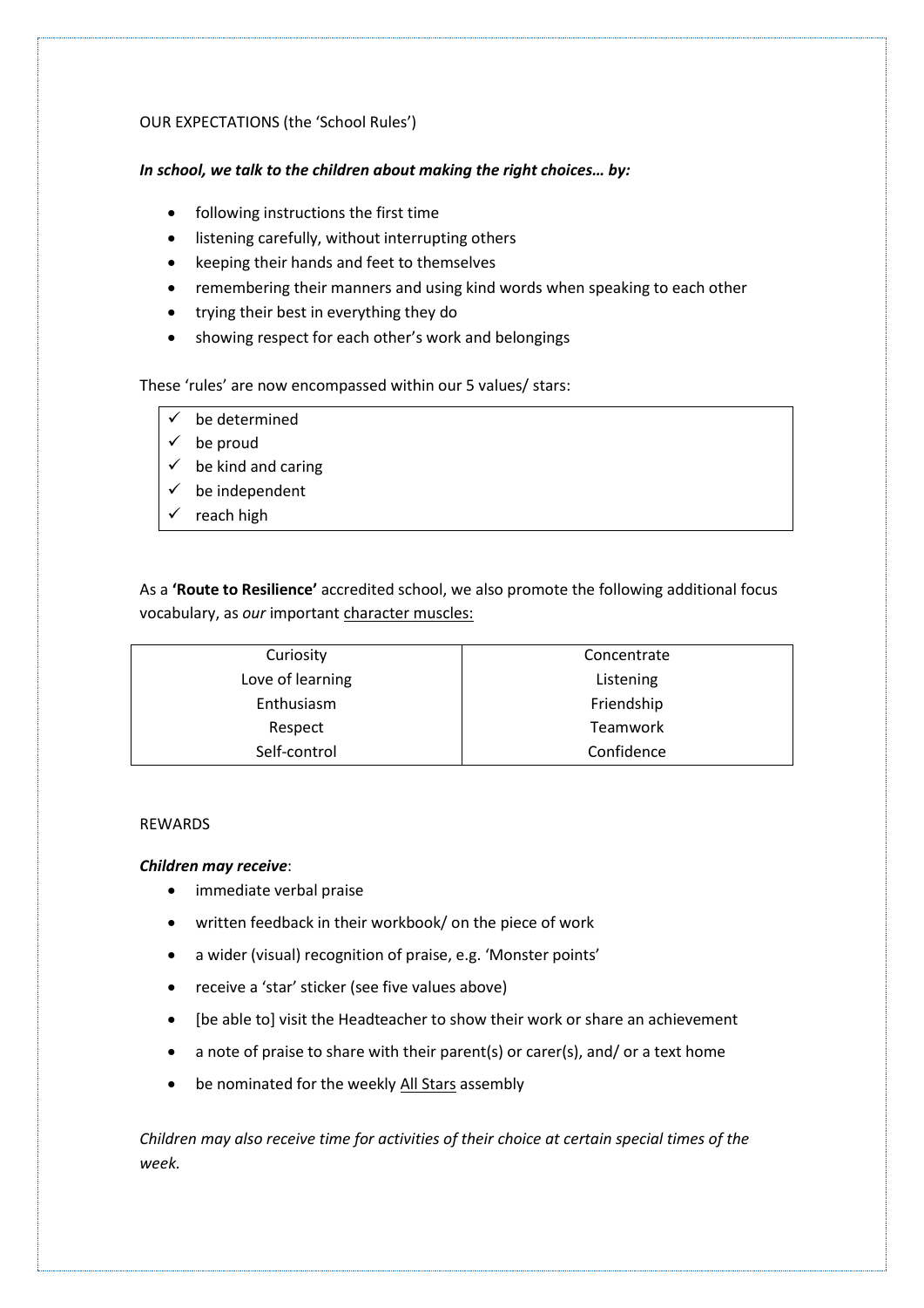OUR EXPECTATIONS (the 'School Rules')

***In school, we talk to the children about making the right choices… by:***

- following instructions the first time
- listening carefully, without interrupting others
- keeping their hands and feet to themselves
- remembering their manners and using kind words when speaking to each other
- trying their best in everything they do
- showing respect for each other's work and belongings

These 'rules' are now encompassed within our 5 values/ stars:

- ✓ be determined
- ✓ be proud
- ✓ be kind and caring
- ✓ be independent
- ✓ reach high

As a **'Route to Resilience'** accredited school, we also promote the following additional focus vocabulary, as *our* important <u>character muscles:</u>

| | |
|---|---|
| Curiosity | Concentrate |
| Love of learning | Listening |
| Enthusiasm | Friendship |
| Respect | Teamwork |
| Self-control | Confidence |

REWARDS

***Children may receive***:

- immediate verbal praise
- written feedback in their workbook/ on the piece of work
- a wider (visual) recognition of praise, e.g. 'Monster points'
- receive a 'star' sticker (see five values above)
- [be able to] visit the Headteacher to show their work or share an achievement
- a note of praise to share with their parent(s) or carer(s), and/ or a text home
- be nominated for the weekly <u>All Stars</u> assembly

*Children may also receive time for activities of their choice at certain special times of the week.*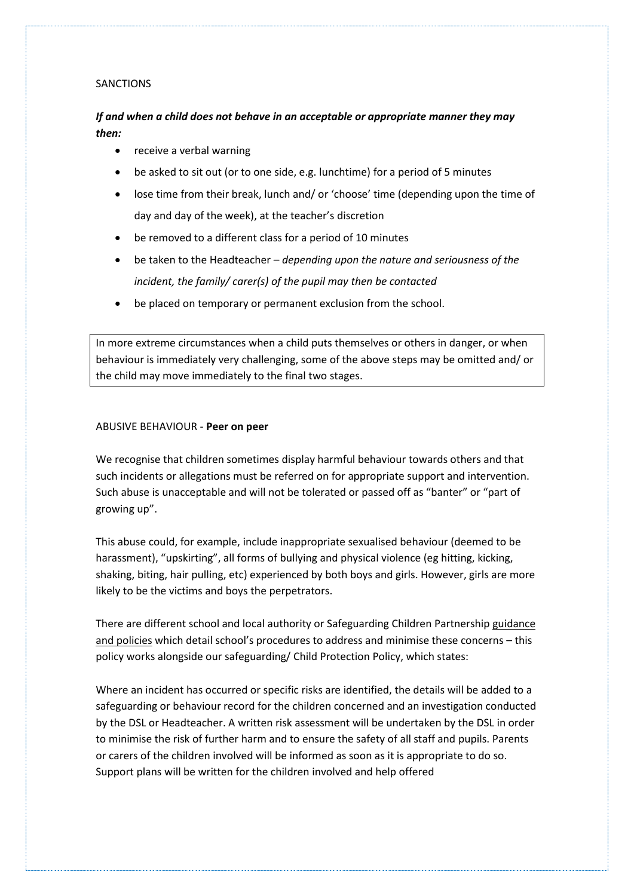SANCTIONS

***If and when a child does not behave in an acceptable or appropriate manner they may then:***

- receive a verbal warning
- be asked to sit out (or to one side, e.g. lunchtime) for a period of 5 minutes
- lose time from their break, lunch and/ or 'choose' time (depending upon the time of day and day of the week), at the teacher's discretion
- be removed to a different class for a period of 10 minutes
- be taken to the Headteacher – *depending upon the nature and seriousness of the incident, the family/ carer(s) of the pupil may then be contacted*
- be placed on temporary or permanent exclusion from the school.

In more extreme circumstances when a child puts themselves or others in danger, or when behaviour is immediately very challenging, some of the above steps may be omitted and/ or the child may move immediately to the final two stages.

ABUSIVE BEHAVIOUR - **Peer on peer**

We recognise that children sometimes display harmful behaviour towards others and that such incidents or allegations must be referred on for appropriate support and intervention. Such abuse is unacceptable and will not be tolerated or passed off as "banter" or "part of growing up".

This abuse could, for example, include inappropriate sexualised behaviour (deemed to be harassment), "upskirting", all forms of bullying and physical violence (eg hitting, kicking, shaking, biting, hair pulling, etc) experienced by both boys and girls. However, girls are more likely to be the victims and boys the perpetrators.

There are different school and local authority or Safeguarding Children Partnership guidance and policies which detail school's procedures to address and minimise these concerns – this policy works alongside our safeguarding/ Child Protection Policy, which states:

Where an incident has occurred or specific risks are identified, the details will be added to a safeguarding or behaviour record for the children concerned and an investigation conducted by the DSL or Headteacher. A written risk assessment will be undertaken by the DSL in order to minimise the risk of further harm and to ensure the safety of all staff and pupils. Parents or carers of the children involved will be informed as soon as it is appropriate to do so. Support plans will be written for the children involved and help offered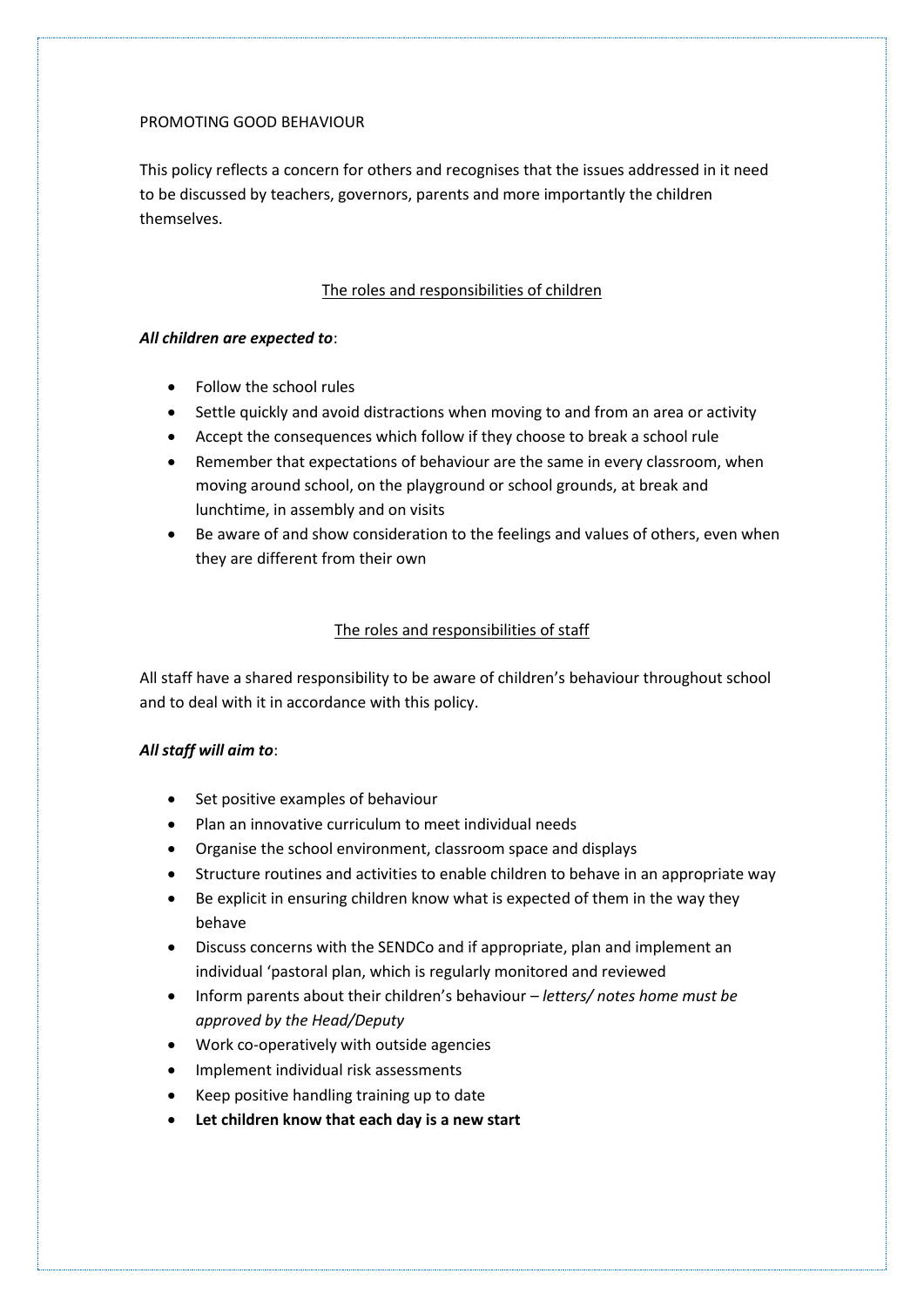PROMOTING GOOD BEHAVIOUR

This policy reflects a concern for others and recognises that the issues addressed in it need to be discussed by teachers, governors, parents and more importantly the children themselves.

## The roles and responsibilities of children

***All children are expected to***:

- Follow the school rules
- Settle quickly and avoid distractions when moving to and from an area or activity
- Accept the consequences which follow if they choose to break a school rule
- Remember that expectations of behaviour are the same in every classroom, when moving around school, on the playground or school grounds, at break and lunchtime, in assembly and on visits
- Be aware of and show consideration to the feelings and values of others, even when they are different from their own

## The roles and responsibilities of staff

All staff have a shared responsibility to be aware of children's behaviour throughout school and to deal with it in accordance with this policy.

***All staff will aim to***:

- Set positive examples of behaviour
- Plan an innovative curriculum to meet individual needs
- Organise the school environment, classroom space and displays
- Structure routines and activities to enable children to behave in an appropriate way
- Be explicit in ensuring children know what is expected of them in the way they behave
- Discuss concerns with the SENDCo and if appropriate, plan and implement an individual 'pastoral plan, which is regularly monitored and reviewed
- Inform parents about their children's behaviour – *letters/ notes home must be approved by the Head/Deputy*
- Work co-operatively with outside agencies
- Implement individual risk assessments
- Keep positive handling training up to date
- **Let children know that each day is a new start**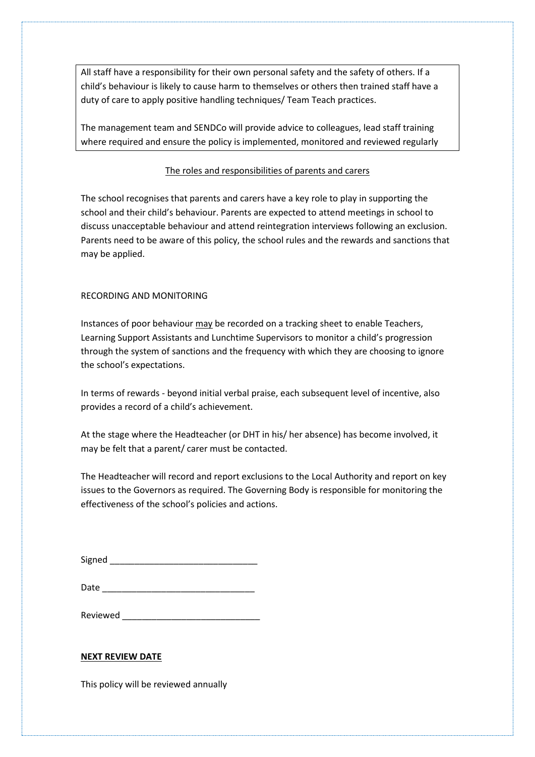All staff have a responsibility for their own personal safety and the safety of others. If a child's behaviour is likely to cause harm to themselves or others then trained staff have a duty of care to apply positive handling techniques/ Team Teach practices.

The management team and SENDCo will provide advice to colleagues, lead staff training where required and ensure the policy is implemented, monitored and reviewed regularly

<u>The roles and responsibilities of parents and carers</u>

The school recognises that parents and carers have a key role to play in supporting the school and their child's behaviour. Parents are expected to attend meetings in school to discuss unacceptable behaviour and attend reintegration interviews following an exclusion. Parents need to be aware of this policy, the school rules and the rewards and sanctions that may be applied.

RECORDING AND MONITORING

Instances of poor behaviour <u>may</u> be recorded on a tracking sheet to enable Teachers, Learning Support Assistants and Lunchtime Supervisors to monitor a child's progression through the system of sanctions and the frequency with which they are choosing to ignore the school's expectations.

In terms of rewards - beyond initial verbal praise, each subsequent level of incentive, also provides a record of a child's achievement.

At the stage where the Headteacher (or DHT in his/ her absence) has become involved, it may be felt that a parent/ carer must be contacted.

The Headteacher will record and report exclusions to the Local Authority and report on key issues to the Governors as required. The Governing Body is responsible for monitoring the effectiveness of the school's policies and actions.

Signed ______________________________

Date _______________________________

Reviewed ____________________________

**<u>NEXT REVIEW DATE</u>**

This policy will be reviewed annually